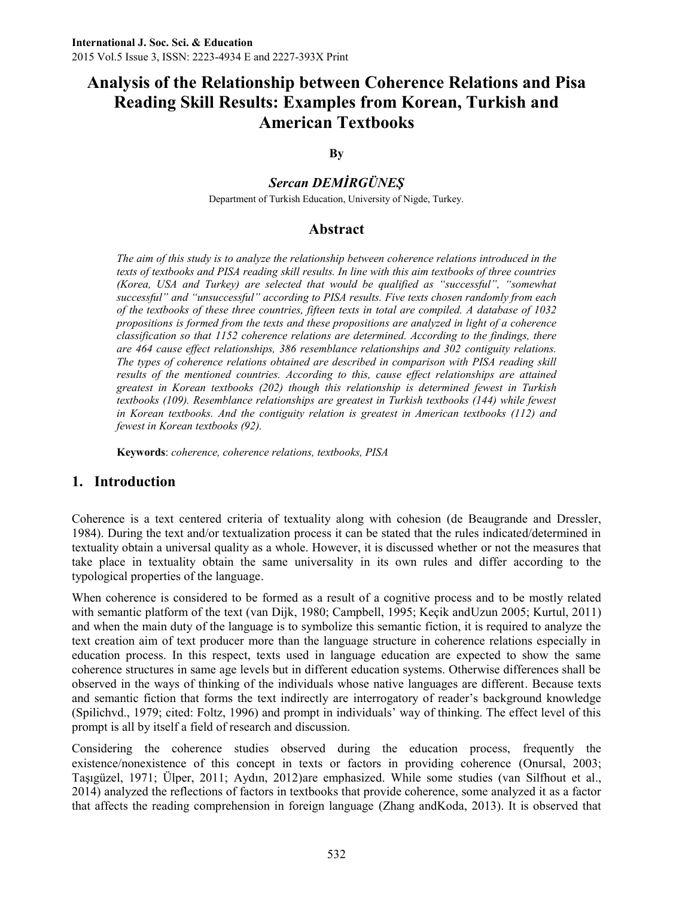# Analysis of the Relationship between Coherence Relations and Pisa Reading Skill Results: Examples from Korean, Turkish and American Textbooks

**By**

***Sercan DEMİRGÜNEŞ***

Department of Turkish Education, University of Nigde, Turkey.

## Abstract

*The aim of this study is to analyze the relationship between coherence relations introduced in the texts of textbooks and PISA reading skill results. In line with this aim textbooks of three countries (Korea, USA and Turkey) are selected that would be qualified as "successful", "somewhat successful" and "unsuccessful" according to PISA results. Five texts chosen randomly from each of the textbooks of these three countries, fifteen texts in total are compiled. A database of 1032 propositions is formed from the texts and these propositions are analyzed in light of a coherence classification so that 1152 coherence relations are determined. According to the findings, there are 464 cause effect relationships, 386 resemblance relationships and 302 contiguity relations. The types of coherence relations obtained are described in comparison with PISA reading skill results of the mentioned countries. According to this, cause effect relationships are attained greatest in Korean textbooks (202) though this relationship is determined fewest in Turkish textbooks (109). Resemblance relationships are greatest in Turkish textbooks (144) while fewest in Korean textbooks. And the contiguity relation is greatest in American textbooks (112) and fewest in Korean textbooks (92).*

**Keywords**: *coherence, coherence relations, textbooks, PISA*

## 1. Introduction

Coherence is a text centered criteria of textuality along with cohesion (de Beaugrande and Dressler, 1984). During the text and/or textualization process it can be stated that the rules indicated/determined in textuality obtain a universal quality as a whole. However, it is discussed whether or not the measures that take place in textuality obtain the same universality in its own rules and differ according to the typological properties of the language.

When coherence is considered to be formed as a result of a cognitive process and to be mostly related with semantic platform of the text (van Dijk, 1980; Campbell, 1995; Keçik andUzun 2005; Kurtul, 2011) and when the main duty of the language is to symbolize this semantic fiction, it is required to analyze the text creation aim of text producer more than the language structure in coherence relations especially in education process. In this respect, texts used in language education are expected to show the same coherence structures in same age levels but in different education systems. Otherwise differences shall be observed in the ways of thinking of the individuals whose native languages are different. Because texts and semantic fiction that forms the text indirectly are interrogatory of reader's background knowledge (Spilichvd., 1979; cited: Foltz, 1996) and prompt in individuals' way of thinking. The effect level of this prompt is all by itself a field of research and discussion.

Considering the coherence studies observed during the education process, frequently the existence/nonexistence of this concept in texts or factors in providing coherence (Onursal, 2003; Taşıgüzel, 1971; Ülper, 2011; Aydın, 2012)are emphasized. While some studies (van Silfhout et al., 2014) analyzed the reflections of factors in textbooks that provide coherence, some analyzed it as a factor that affects the reading comprehension in foreign language (Zhang andKoda, 2013). It is observed that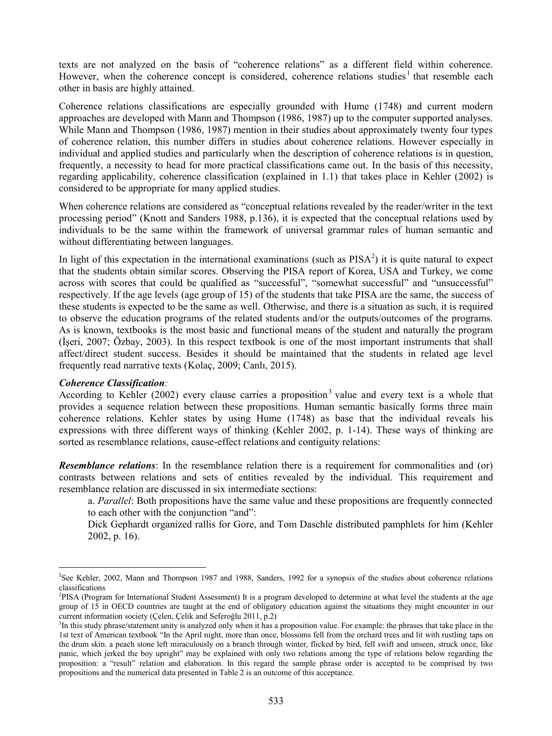texts are not analyzed on the basis of "coherence relations" as a different field within coherence. However, when the coherence concept is considered, coherence relations studies[1] that resemble each other in basis are highly attained.

Coherence relations classifications are especially grounded with Hume (1748) and current modern approaches are developed with Mann and Thompson (1986, 1987) up to the computer supported analyses. While Mann and Thompson (1986, 1987) mention in their studies about approximately twenty four types of coherence relation, this number differs in studies about coherence relations. However especially in individual and applied studies and particularly when the description of coherence relations is in question, frequently, a necessity to head for more practical classifications came out. In the basis of this necessity, regarding applicability, coherence classification (explained in 1.1) that takes place in Kehler (2002) is considered to be appropriate for many applied studies.

When coherence relations are considered as "conceptual relations revealed by the reader/writer in the text processing period" (Knott and Sanders 1988, p.136), it is expected that the conceptual relations used by individuals to be the same within the framework of universal grammar rules of human semantic and without differentiating between languages.

In light of this expectation in the international examinations (such as PISA[2]) it is quite natural to expect that the students obtain similar scores. Observing the PISA report of Korea, USA and Turkey, we come across with scores that could be qualified as "successful", "somewhat successful" and "unsuccessful" respectively. If the age levels (age group of 15) of the students that take PISA are the same, the success of these students is expected to be the same as well. Otherwise, and there is a situation as such, it is required to observe the education programs of the related students and/or the outputs/outcomes of the programs. As is known, textbooks is the most basic and functional means of the student and naturally the program (İşeri, 2007; Özbay, 2003). In this respect textbook is one of the most important instruments that shall affect/direct student success. Besides it should be maintained that the students in related age level frequently read narrative texts (Kolaç, 2009; Canlı, 2015).

***Coherence Classification:***

According to Kehler (2002) every clause carries a proposition[3] value and every text is a whole that provides a sequence relation between these propositions. Human semantic basically forms three main coherence relations. Kehler states by using Hume (1748) as base that the individual reveals his expressions with three different ways of thinking (Kehler 2002, p. 1-14). These ways of thinking are sorted as resemblance relations, cause-effect relations and contiguity relations:

***Resemblance relations***: In the resemblance relation there is a requirement for commonalities and (or) contrasts between relations and sets of entities revealed by the individual. This requirement and resemblance relation are discussed in six intermediate sections:

a. *Parallel*: Both propositions have the same value and these propositions are frequently connected to each other with the conjunction "and":

Dick Gephardt organized rallis for Gore, and Tom Daschle distributed pamphlets for him (Kehler 2002, p. 16).

---

[1] See Kehler, 2002, Mann and Thompson 1987 and 1988, Sanders, 1992 for a synopsis of the studies about coherence relations classifications

[2] PISA (Program for International Student Assessment) It is a program developed to determine at what level the students at the age group of 15 in OECD countries are taught at the end of obligatory education against the situations they might encounter in our current information society (Çelen, Çelik and Seferoğlu 2011, p.2)

[3] In this study phrase/statement unity is analyzed only when it has a proposition value. For example: the phrases that take place in the 1st text of American textbook "In the April night, more than once, blossoms fell from the orchard trees and lit with rustling taps on the drum skin. a peach stone left miraculously on a branch through winter, flicked by bird, fell swift and unseen, struck once, like panic, which jerked the boy upright" may be explained with only two relations among the type of relations below regarding the proposition: a "result" relation and elaboration. In this regard the sample phrase order is accepted to be comprised by two propositions and the numerical data presented in Table 2 is an outcome of this acceptance.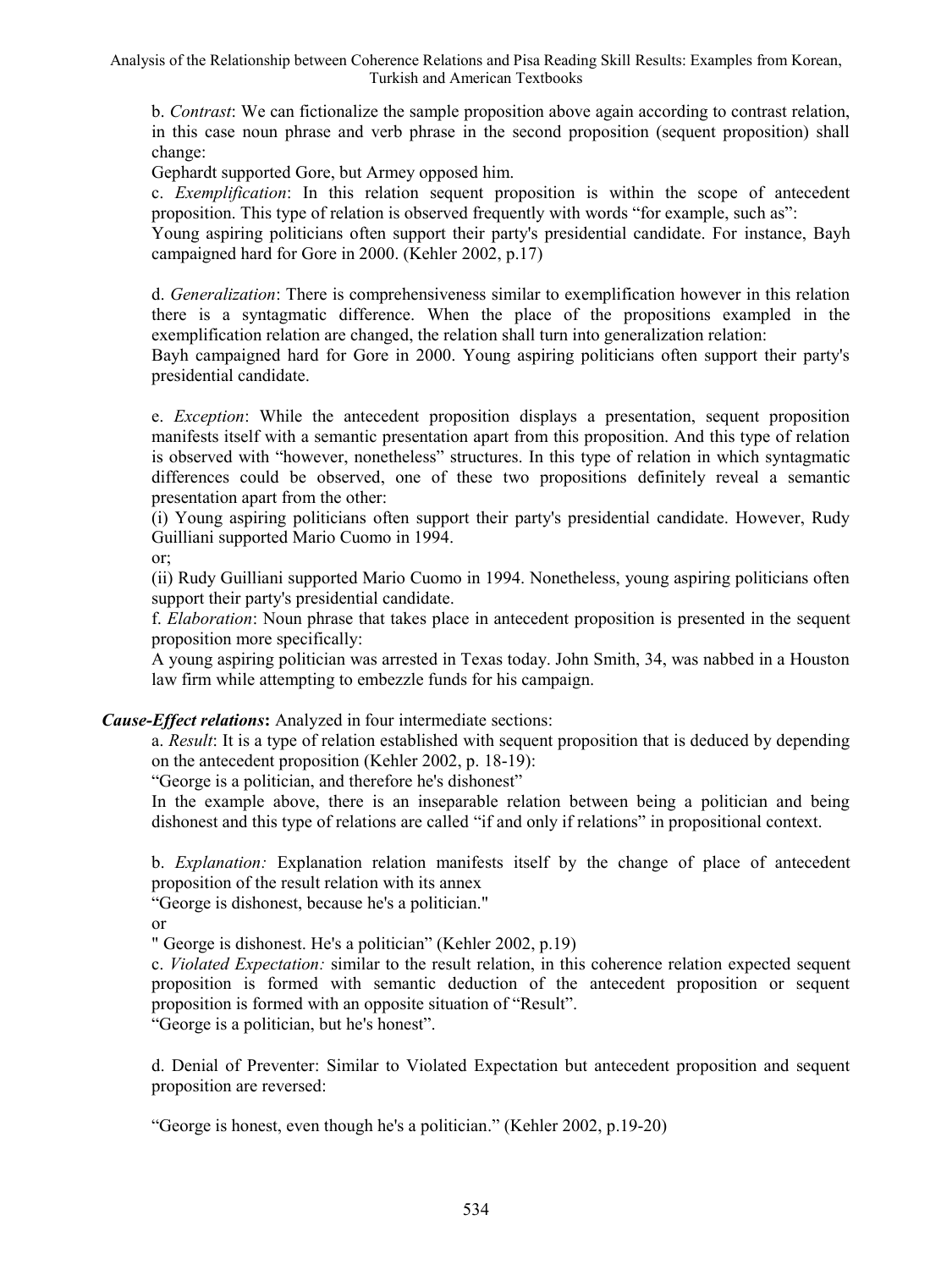b. *Contrast*: We can fictionalize the sample proposition above again according to contrast relation, in this case noun phrase and verb phrase in the second proposition (sequent proposition) shall change:

Gephardt supported Gore, but Armey opposed him.

c. *Exemplification*: In this relation sequent proposition is within the scope of antecedent proposition. This type of relation is observed frequently with words "for example, such as":

Young aspiring politicians often support their party's presidential candidate. For instance, Bayh campaigned hard for Gore in 2000. (Kehler 2002, p.17)

d. *Generalization*: There is comprehensiveness similar to exemplification however in this relation there is a syntagmatic difference. When the place of the propositions exampled in the exemplification relation are changed, the relation shall turn into generalization relation:

Bayh campaigned hard for Gore in 2000. Young aspiring politicians often support their party's presidential candidate.

e. *Exception*: While the antecedent proposition displays a presentation, sequent proposition manifests itself with a semantic presentation apart from this proposition. And this type of relation is observed with "however, nonetheless" structures. In this type of relation in which syntagmatic differences could be observed, one of these two propositions definitely reveal a semantic presentation apart from the other:

(i) Young aspiring politicians often support their party's presidential candidate. However, Rudy Guilliani supported Mario Cuomo in 1994.

or;

(ii) Rudy Guilliani supported Mario Cuomo in 1994. Nonetheless, young aspiring politicians often support their party's presidential candidate.

f. *Elaboration*: Noun phrase that takes place in antecedent proposition is presented in the sequent proposition more specifically:

A young aspiring politician was arrested in Texas today. John Smith, 34, was nabbed in a Houston law firm while attempting to embezzle funds for his campaign.

***Cause-Effect relations*****:** Analyzed in four intermediate sections:

a. *Result*: It is a type of relation established with sequent proposition that is deduced by depending on the antecedent proposition (Kehler 2002, p. 18-19):

"George is a politician, and therefore he's dishonest"

In the example above, there is an inseparable relation between being a politician and being dishonest and this type of relations are called "if and only if relations" in propositional context.

b. *Explanation:* Explanation relation manifests itself by the change of place of antecedent proposition of the result relation with its annex

"George is dishonest, because he's a politician."

or

" George is dishonest. He's a politician" (Kehler 2002, p.19)

c. *Violated Expectation:* similar to the result relation, in this coherence relation expected sequent proposition is formed with semantic deduction of the antecedent proposition or sequent proposition is formed with an opposite situation of "Result".

"George is a politician, but he's honest".

d. Denial of Preventer: Similar to Violated Expectation but antecedent proposition and sequent proposition are reversed:

"George is honest, even though he's a politician." (Kehler 2002, p.19-20)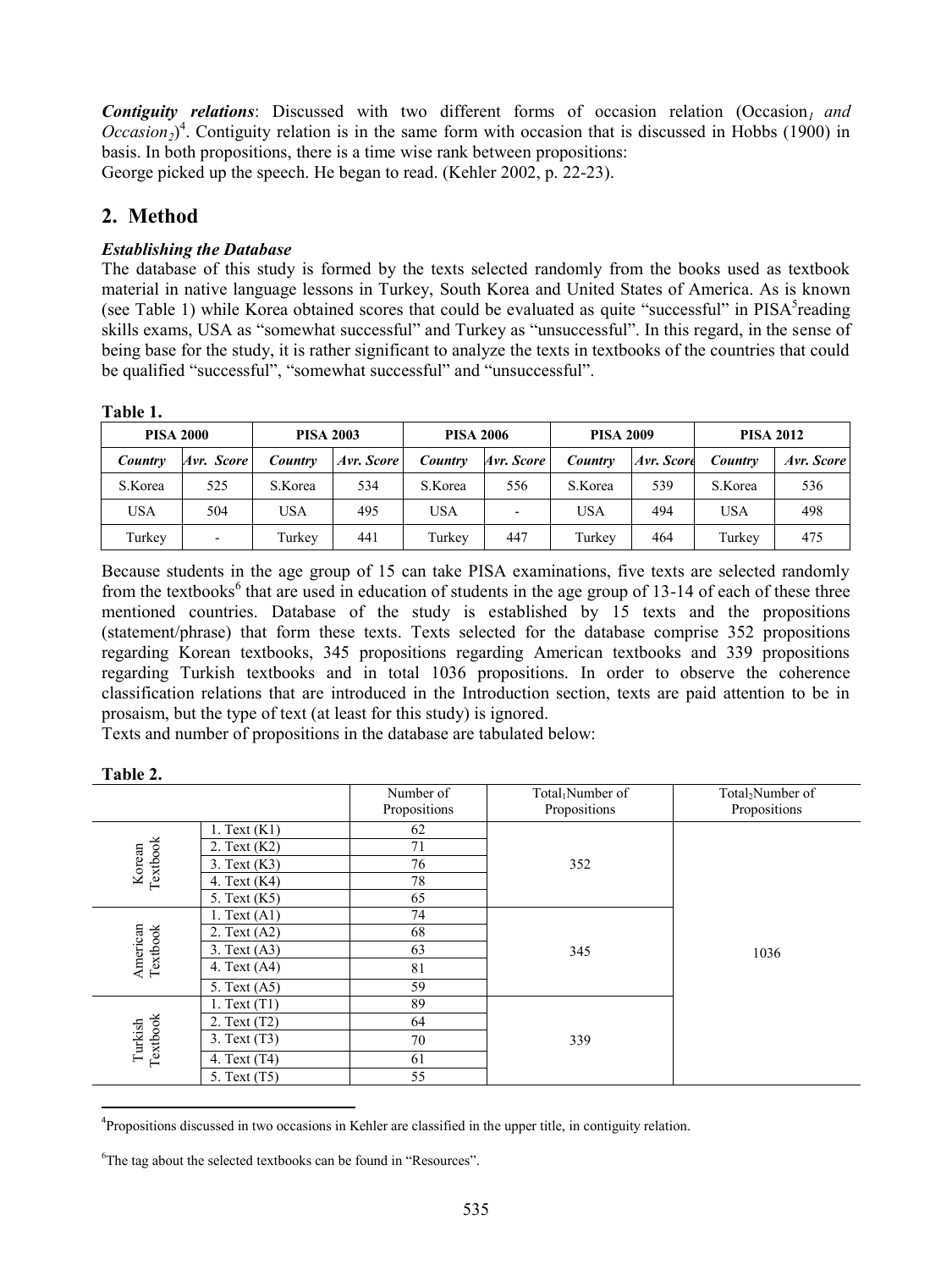***Contiguity relations***: Discussed with two different forms of occasion relation ($Occasion_1$ *and* $Occasion_2$)[4]. Contiguity relation is in the same form with occasion that is discussed in Hobbs (1900) in basis. In both propositions, there is a time wise rank between propositions:
George picked up the speech. He began to read. (Kehler 2002, p. 22-23).

## 2. Method

***Establishing the Database***

The database of this study is formed by the texts selected randomly from the books used as textbook material in native language lessons in Turkey, South Korea and United States of America. As is known (see Table 1) while Korea obtained scores that could be evaluated as quite "successful" in PISA[5]reading skills exams, USA as "somewhat successful" and Turkey as "unsuccessful". In this regard, in the sense of being base for the study, it is rather significant to analyze the texts in textbooks of the countries that could be qualified "successful", "somewhat successful" and "unsuccessful".

**Table 1.**

| PISA 2000 | | PISA 2003 | | PISA 2006 | | PISA 2009 | | PISA 2012 | |
|---|---|---|---|---|---|---|---|---|---|
| ***Country*** | ***Avr. Score*** | ***Country*** | ***Avr. Score*** | ***Country*** | ***Avr. Score*** | ***Country*** | ***Avr. Score*** | ***Country*** | ***Avr. Score*** |
| S.Korea | 525 | S.Korea | 534 | S.Korea | 556 | S.Korea | 539 | S.Korea | 536 |
| USA | 504 | USA | 495 | USA | - | USA | 494 | USA | 498 |
| Turkey | - | Turkey | 441 | Turkey | 447 | Turkey | 464 | Turkey | 475 |

Because students in the age group of 15 can take PISA examinations, five texts are selected randomly from the textbooks[6] that are used in education of students in the age group of 13-14 of each of these three mentioned countries. Database of the study is established by 15 texts and the propositions (statement/phrase) that form these texts. Texts selected for the database comprise 352 propositions regarding Korean textbooks, 345 propositions regarding American textbooks and 339 propositions regarding Turkish textbooks and in total 1036 propositions. In order to observe the coherence classification relations that are introduced in the Introduction section, texts are paid attention to be in prosaism, but the type of text (at least for this study) is ignored.
Texts and number of propositions in the database are tabulated below:

**Table 2.**

| | | Number of Propositions | $Total_1$Number of Propositions | $Total_2$Number of Propositions |
|---|---|---|---|---|
| Korean Textbook | 1. Text (K1) | 62 | 352 | 1036 |
| | 2. Text (K2) | 71 | | |
| | 3. Text (K3) | 76 | | |
| | 4. Text (K4) | 78 | | |
| | 5. Text (K5) | 65 | | |
| American Textbook | 1. Text (A1) | 74 | 345 | |
| | 2. Text (A2) | 68 | | |
| | 3. Text (A3) | 63 | | |
| | 4. Text (A4) | 81 | | |
| | 5. Text (A5) | 59 | | |
| Turkish Textbook | 1. Text (T1) | 89 | 339 | |
| | 2. Text (T2) | 64 | | |
| | 3. Text (T3) | 70 | | |
| | 4. Text (T4) | 61 | | |
| | 5. Text (T5) | 55 | | |

[4]Propositions discussed in two occasions in Kehler are classified in the upper title, in contiguity relation.

[6]The tag about the selected textbooks can be found in "Resources".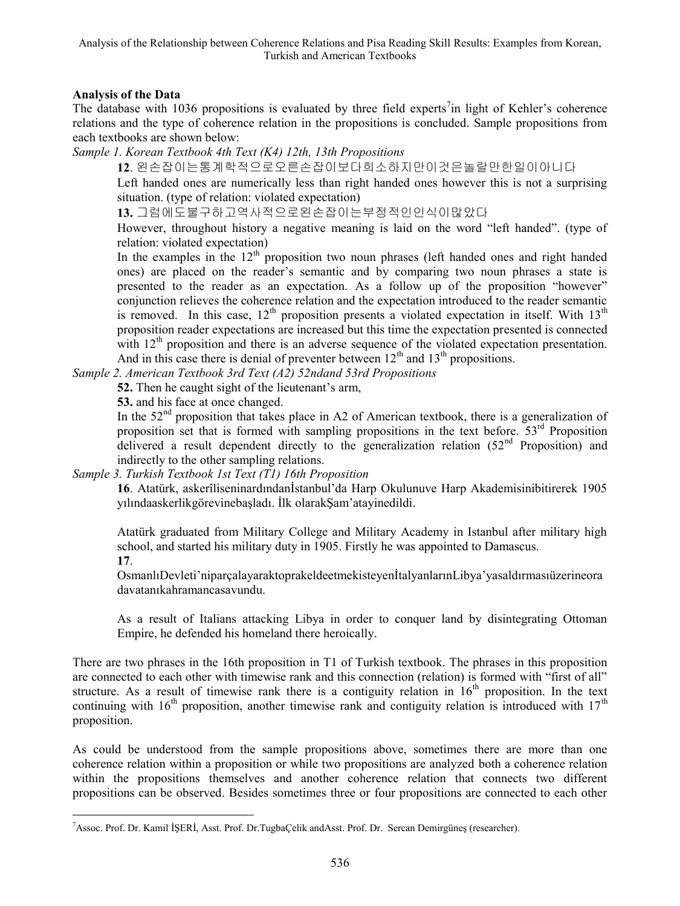## Analysis of the Data

The database with 1036 propositions is evaluated by three field experts[7]in light of Kehler's coherence relations and the type of coherence relation in the propositions is concluded. Sample propositions from each textbooks are shown below:

*Sample 1. Korean Textbook 4th Text (K4) 12th, 13th Propositions*

**12**. 왼손잡이는통계학적으로오른손잡이보다희소하지만이것은놀랄만한일이아니다

Left handed ones are numerically less than right handed ones however this is not a surprising situation. (type of relation: violated expectation)

**13.** 그럼에도불구하고역사적으로왼손잡이는부정적인인식이많았다

However, throughout history a negative meaning is laid on the word "left handed". (type of relation: violated expectation)

In the examples in the 12th proposition two noun phrases (left handed ones and right handed ones) are placed on the reader's semantic and by comparing two noun phrases a state is presented to the reader as an expectation. As a follow up of the proposition "however" conjunction relieves the coherence relation and the expectation introduced to the reader semantic is removed. In this case, 12th proposition presents a violated expectation in itself. With 13th proposition reader expectations are increased but this time the expectation presented is connected with 12th proposition and there is an adverse sequence of the violated expectation presentation. And in this case there is denial of preventer between 12th and 13th propositions.

*Sample 2. American Textbook 3rd Text (A2) 52ndand 53rd Propositions*

**52.** Then he caught sight of the lieutenant's arm,

**53.** and his face at once changed.

In the 52nd proposition that takes place in A2 of American textbook, there is a generalization of proposition set that is formed with sampling propositions in the text before. 53rd Proposition delivered a result dependent directly to the generalization relation (52nd Proposition) and indirectly to the other sampling relations.

*Sample 3. Turkish Textbook 1st Text (T1) 16th Proposition*

**16**. Atatürk, askerîliseninardındanİstanbul'da Harp Okulunuve Harp Akademisinibitirerek 1905 yılındaaskerlikgörevinebaşladı. İlk olarakŞam'atayinedildi.

Atatürk graduated from Military College and Military Academy in Istanbul after military high school, and started his military duty in 1905. Firstly he was appointed to Damascus.

**17**.

OsmanlıDevleti'niparçalayaraktoprakeldeetmekisteyenİtalyanlarınLibya'yasaldırmasıüzerineoradavatanıkahramancasavundu.

As a result of Italians attacking Libya in order to conquer land by disintegrating Ottoman Empire, he defended his homeland there heroically.

There are two phrases in the 16th proposition in T1 of Turkish textbook. The phrases in this proposition are connected to each other with timewise rank and this connection (relation) is formed with "first of all" structure. As a result of timewise rank there is a contiguity relation in 16th proposition. In the text continuing with 16th proposition, another timewise rank and contiguity relation is introduced with 17th proposition.

As could be understood from the sample propositions above, sometimes there are more than one coherence relation within a proposition or while two propositions are analyzed both a coherence relation within the propositions themselves and another coherence relation that connects two different propositions can be observed. Besides sometimes three or four propositions are connected to each other

[7]Assoc. Prof. Dr. Kamil İŞERİ, Asst. Prof. Dr.TugbaÇelik andAsst. Prof. Dr. Sercan Demirgüneş (researcher).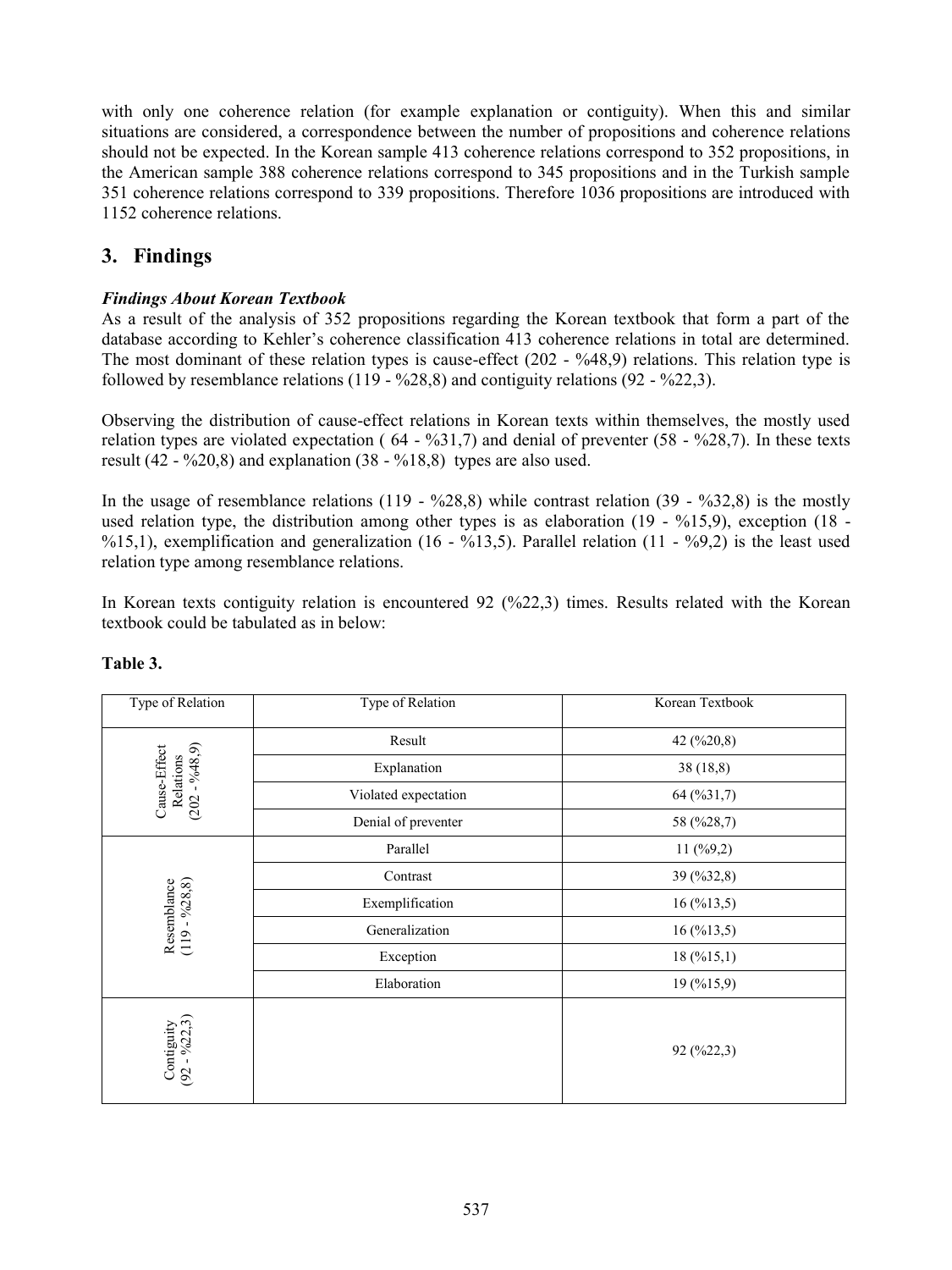with only one coherence relation (for example explanation or contiguity). When this and similar situations are considered, a correspondence between the number of propositions and coherence relations should not be expected. In the Korean sample 413 coherence relations correspond to 352 propositions, in the American sample 388 coherence relations correspond to 345 propositions and in the Turkish sample 351 coherence relations correspond to 339 propositions. Therefore 1036 propositions are introduced with 1152 coherence relations.

## 3. Findings

***Findings About Korean Textbook***

As a result of the analysis of 352 propositions regarding the Korean textbook that form a part of the database according to Kehler's coherence classification 413 coherence relations in total are determined. The most dominant of these relation types is cause-effect (202 - %48,9) relations. This relation type is followed by resemblance relations (119 - %28,8) and contiguity relations (92 - %22,3).

Observing the distribution of cause-effect relations in Korean texts within themselves, the mostly used relation types are violated expectation ( 64 - %31,7) and denial of preventer (58 - %28,7). In these texts result (42 - %20,8) and explanation (38 - %18,8) types are also used.

In the usage of resemblance relations (119 - %28,8) while contrast relation (39 - %32,8) is the mostly used relation type, the distribution among other types is as elaboration (19 - %15,9), exception (18 - %15,1), exemplification and generalization (16 - %13,5). Parallel relation (11 - %9,2) is the least used relation type among resemblance relations.

In Korean texts contiguity relation is encountered 92 (%22,3) times. Results related with the Korean textbook could be tabulated as in below:

**Table 3.**

| Type of Relation | Type of Relation | Korean Textbook |
|---|---|---|
| Cause-Effect Relations (202 - %48,9) | Result | 42 (%20,8) |
| | Explanation | 38 (18,8) |
| | Violated expectation | 64 (%31,7) |
| | Denial of preventer | 58 (%28,7) |
| Resemblance (119 - %28,8) | Parallel | 11 (%9,2) |
| | Contrast | 39 (%32,8) |
| | Exemplification | 16 (%13,5) |
| | Generalization | 16 (%13,5) |
| | Exception | 18 (%15,1) |
| | Elaboration | 19 (%15,9) |
| Contiguity (92 - %22,3) | | 92 (%22,3) |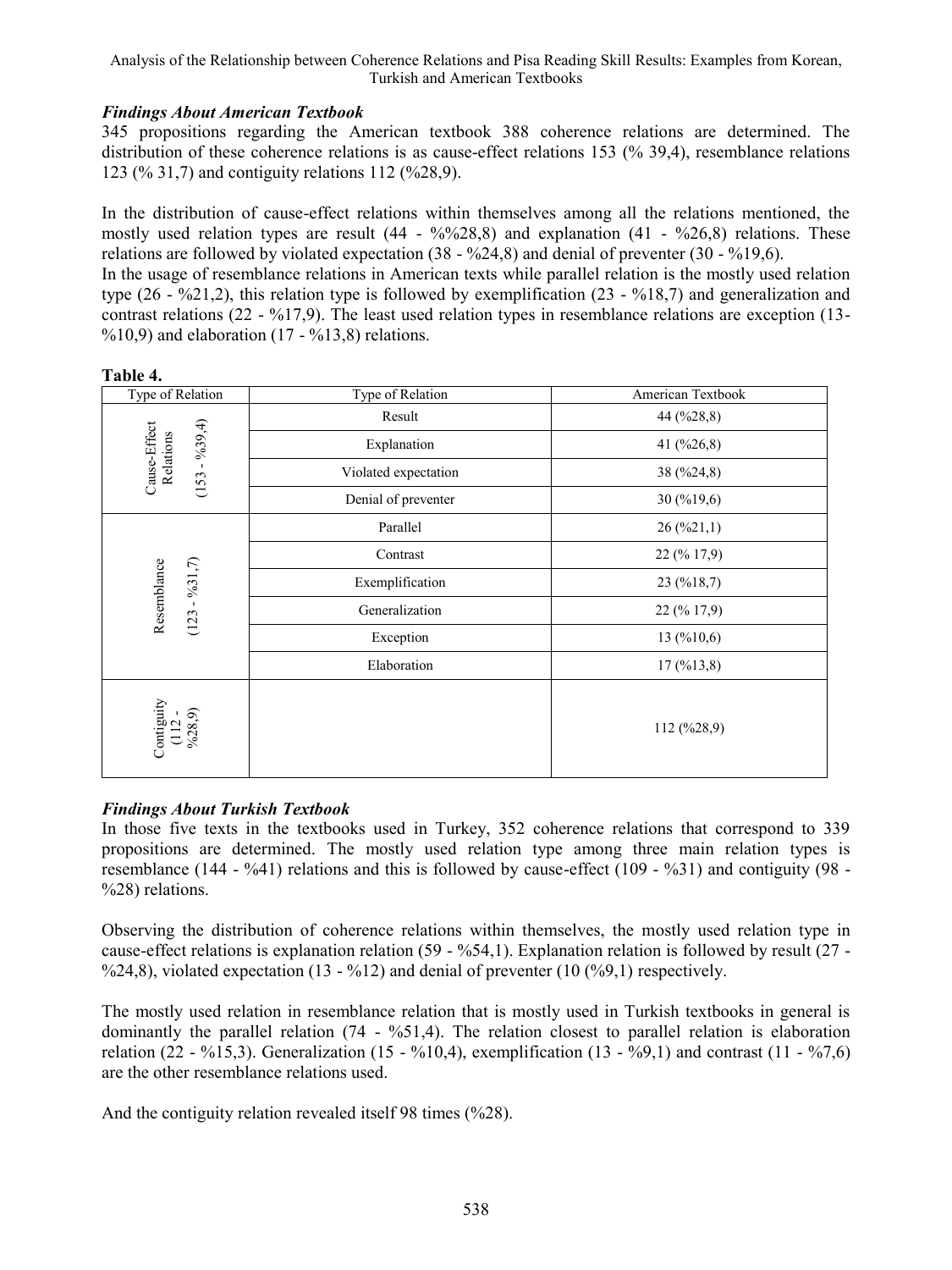### *Findings About American Textbook*

345 propositions regarding the American textbook 388 coherence relations are determined. The distribution of these coherence relations is as cause-effect relations 153 (% 39,4), resemblance relations 123 (% 31,7) and contiguity relations 112 (%28,9).

In the distribution of cause-effect relations within themselves among all the relations mentioned, the mostly used relation types are result (44 - %%28,8) and explanation (41 - %26,8) relations. These relations are followed by violated expectation (38 - %24,8) and denial of preventer (30 - %19,6).

In the usage of resemblance relations in American texts while parallel relation is the mostly used relation type (26 - %21,2), this relation type is followed by exemplification (23 - %18,7) and generalization and contrast relations (22 - %17,9). The least used relation types in resemblance relations are exception (13- %10,9) and elaboration (17 - %13,8) relations.

**Table 4.**

| Type of Relation | Type of Relation | American Textbook |
|---|---|---|
| Cause-Effect Relations (153 - %39,4) | Result | 44 (%28,8) |
| | Explanation | 41 (%26,8) |
| | Violated expectation | 38 (%24,8) |
| | Denial of preventer | 30 (%19,6) |
| Resemblance (123 - %31,7) | Parallel | 26 (%21,1) |
| | Contrast | 22 (% 17,9) |
| | Exemplification | 23 (%18,7) |
| | Generalization | 22 (% 17,9) |
| | Exception | 13 (%10,6) |
| | Elaboration | 17 (%13,8) |
| Contiguity (112 - %28,9) | | 112 (%28,9) |

### *Findings About Turkish Textbook*

In those five texts in the textbooks used in Turkey, 352 coherence relations that correspond to 339 propositions are determined. The mostly used relation type among three main relation types is resemblance (144 - %41) relations and this is followed by cause-effect (109 - %31) and contiguity (98 - %28) relations.

Observing the distribution of coherence relations within themselves, the mostly used relation type in cause-effect relations is explanation relation (59 - %54,1). Explanation relation is followed by result (27 - %24,8), violated expectation (13 - %12) and denial of preventer (10 (%9,1) respectively.

The mostly used relation in resemblance relation that is mostly used in Turkish textbooks in general is dominantly the parallel relation (74 - %51,4). The relation closest to parallel relation is elaboration relation (22 - %15,3). Generalization (15 - %10,4), exemplification (13 - %9,1) and contrast (11 - %7,6) are the other resemblance relations used.

And the contiguity relation revealed itself 98 times (%28).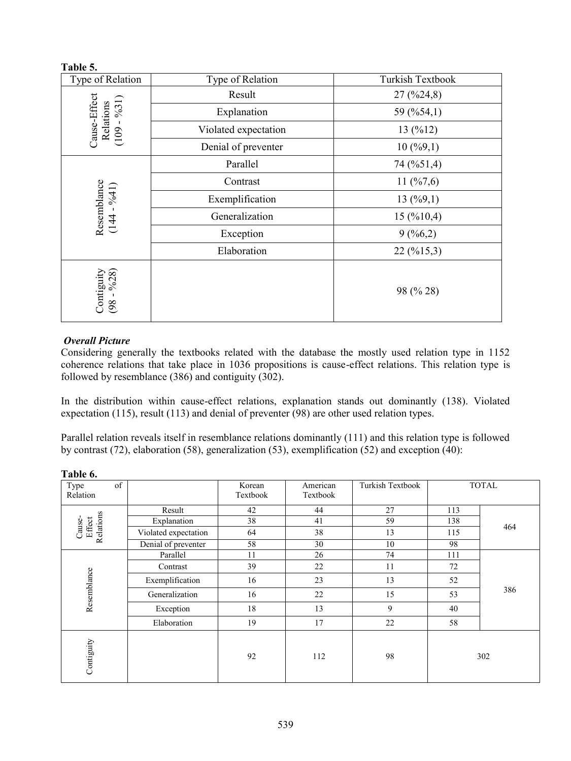**Table 5.**

| Type of Relation | Type of Relation | Turkish Textbook |
|---|---|---|
| Cause-Effect Relations (109 - %31) | Result | 27 (%24,8) |
| | Explanation | 59 (%54,1) |
| | Violated expectation | 13 (%12) |
| | Denial of preventer | 10 (%9,1) |
| Resemblance (144 - %41) | Parallel | 74 (%51,4) |
| | Contrast | 11 (%7,6) |
| | Exemplification | 13 (%9,1) |
| | Generalization | 15 (%10,4) |
| | Exception | 9 (%6,2) |
| | Elaboration | 22 (%15,3) |
| Contiguity (98 - %28) | | 98 (% 28) |

***Overall Picture***

Considering generally the textbooks related with the database the mostly used relation type in 1152 coherence relations that take place in 1036 propositions is cause-effect relations. This relation type is followed by resemblance (386) and contiguity (302).

In the distribution within cause-effect relations, explanation stands out dominantly (138). Violated expectation (115), result (113) and denial of preventer (98) are other used relation types.

Parallel relation reveals itself in resemblance relations dominantly (111) and this relation type is followed by contrast (72), elaboration (58), generalization (53), exemplification (52) and exception (40):

**Table 6.**

| Type of Relation | | Korean Textbook | American Textbook | Turkish Textbook | TOTAL | |
|---|---|---|---|---|---|---|
| Cause-Effect Relations | Result | 42 | 44 | 27 | 113 | 464 |
| | Explanation | 38 | 41 | 59 | 138 | |
| | Violated expectation | 64 | 38 | 13 | 115 | |
| | Denial of preventer | 58 | 30 | 10 | 98 | |
| Resemblance | Parallel | 11 | 26 | 74 | 111 | 386 |
| | Contrast | 39 | 22 | 11 | 72 | |
| | Exemplification | 16 | 23 | 13 | 52 | |
| | Generalization | 16 | 22 | 15 | 53 | |
| | Exception | 18 | 13 | 9 | 40 | |
| | Elaboration | 19 | 17 | 22 | 58 | |
| Contiguity | | 92 | 112 | 98 | 302 | |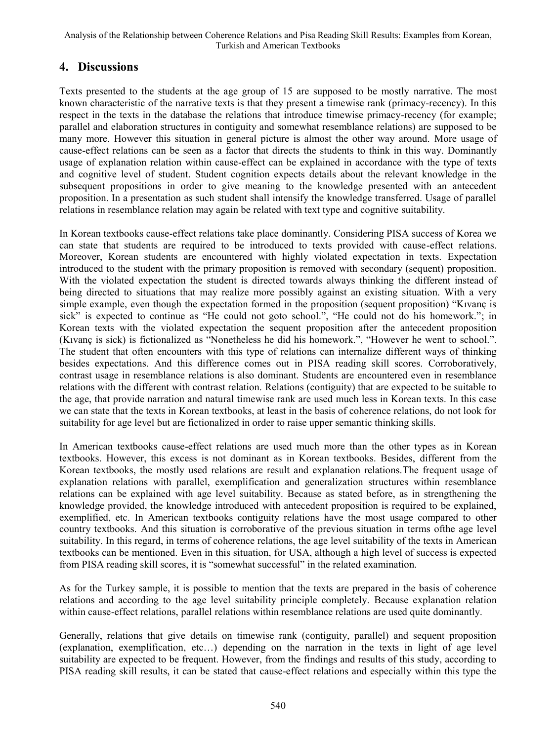## 4. Discussions

Texts presented to the students at the age group of 15 are supposed to be mostly narrative. The most known characteristic of the narrative texts is that they present a timewise rank (primacy-recency). In this respect in the texts in the database the relations that introduce timewise primacy-recency (for example; parallel and elaboration structures in contiguity and somewhat resemblance relations) are supposed to be many more. However this situation in general picture is almost the other way around. More usage of cause-effect relations can be seen as a factor that directs the students to think in this way. Dominantly usage of explanation relation within cause-effect can be explained in accordance with the type of texts and cognitive level of student. Student cognition expects details about the relevant knowledge in the subsequent propositions in order to give meaning to the knowledge presented with an antecedent proposition. In a presentation as such student shall intensify the knowledge transferred. Usage of parallel relations in resemblance relation may again be related with text type and cognitive suitability.

In Korean textbooks cause-effect relations take place dominantly. Considering PISA success of Korea we can state that students are required to be introduced to texts provided with cause-effect relations. Moreover, Korean students are encountered with highly violated expectation in texts. Expectation introduced to the student with the primary proposition is removed with secondary (sequent) proposition. With the violated expectation the student is directed towards always thinking the different instead of being directed to situations that may realize more possibly against an existing situation. With a very simple example, even though the expectation formed in the proposition (sequent proposition) "Kıvanç is sick" is expected to continue as "He could not goto school.", "He could not do his homework."; in Korean texts with the violated expectation the sequent proposition after the antecedent proposition (Kıvanç is sick) is fictionalized as "Nonetheless he did his homework.", "However he went to school.". The student that often encounters with this type of relations can internalize different ways of thinking besides expectations. And this difference comes out in PISA reading skill scores. Corroboratively, contrast usage in resemblance relations is also dominant. Students are encountered even in resemblance relations with the different with contrast relation. Relations (contiguity) that are expected to be suitable to the age, that provide narration and natural timewise rank are used much less in Korean texts. In this case we can state that the texts in Korean textbooks, at least in the basis of coherence relations, do not look for suitability for age level but are fictionalized in order to raise upper semantic thinking skills.

In American textbooks cause-effect relations are used much more than the other types as in Korean textbooks. However, this excess is not dominant as in Korean textbooks. Besides, different from the Korean textbooks, the mostly used relations are result and explanation relations.The frequent usage of explanation relations with parallel, exemplification and generalization structures within resemblance relations can be explained with age level suitability. Because as stated before, as in strengthening the knowledge provided, the knowledge introduced with antecedent proposition is required to be explained, exemplified, etc. In American textbooks contiguity relations have the most usage compared to other country textbooks. And this situation is corroborative of the previous situation in terms ofthe age level suitability. In this regard, in terms of coherence relations, the age level suitability of the texts in American textbooks can be mentioned. Even in this situation, for USA, although a high level of success is expected from PISA reading skill scores, it is "somewhat successful" in the related examination.

As for the Turkey sample, it is possible to mention that the texts are prepared in the basis of coherence relations and according to the age level suitability principle completely. Because explanation relation within cause-effect relations, parallel relations within resemblance relations are used quite dominantly.

Generally, relations that give details on timewise rank (contiguity, parallel) and sequent proposition (explanation, exemplification, etc…) depending on the narration in the texts in light of age level suitability are expected to be frequent. However, from the findings and results of this study, according to PISA reading skill results, it can be stated that cause-effect relations and especially within this type the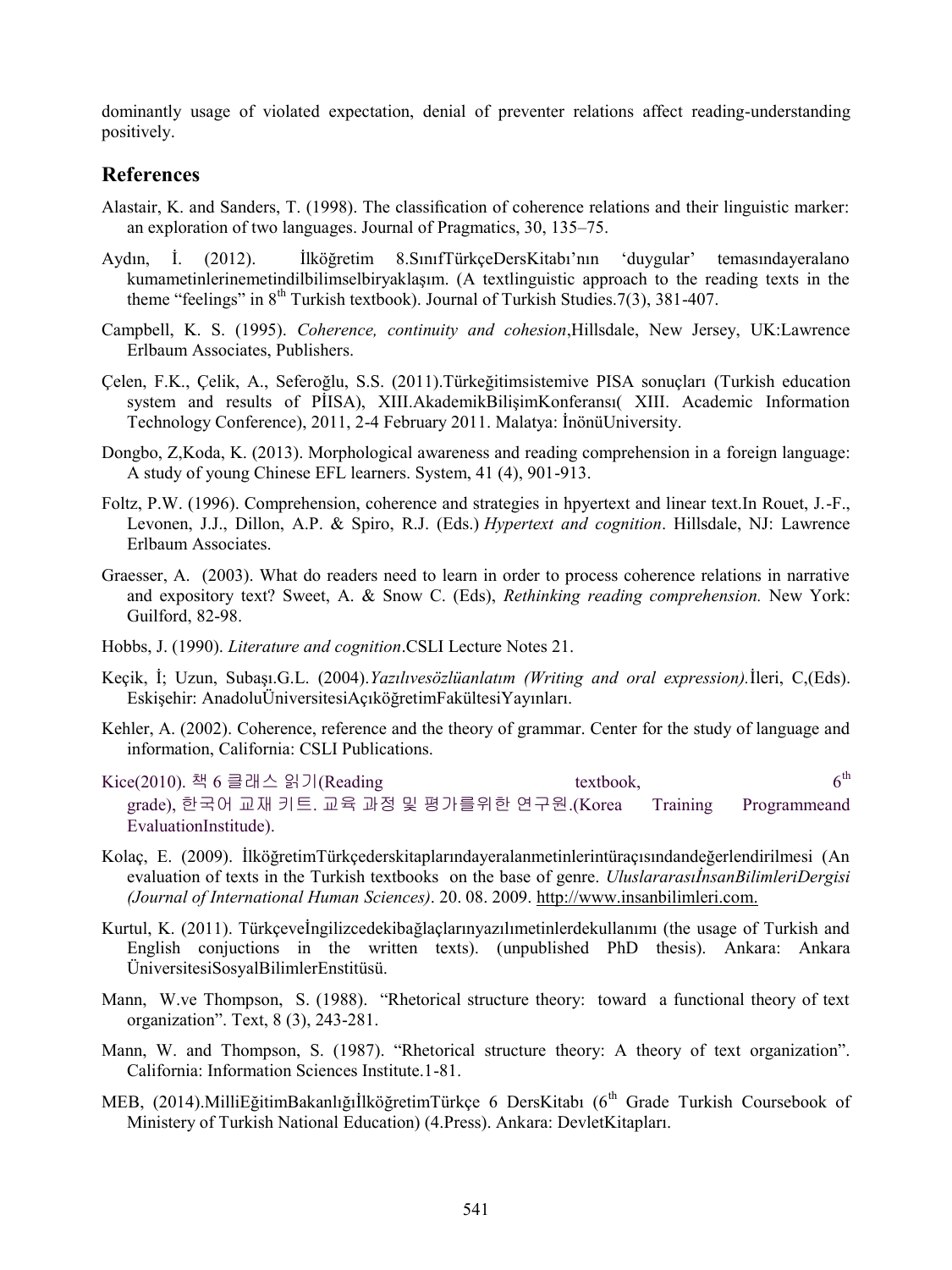dominantly usage of violated expectation, denial of preventer relations affect reading-understanding positively.

## References

Alastair, K. and Sanders, T. (1998). The classification of coherence relations and their linguistic marker: an exploration of two languages. Journal of Pragmatics, 30, 135–75.

Aydın, İ. (2012). İlköğretim 8.SınıfTürkçeDersKitabı'nın 'duygular' temasındayeralano kumametinlerinemetindilbilimselbiryaklaşım. (A textlinguistic approach to the reading texts in the theme "feelings" in 8th Turkish textbook). Journal of Turkish Studies.7(3), 381-407.

Campbell, K. S. (1995). *Coherence, continuity and cohesion*,Hillsdale, New Jersey, UK:Lawrence Erlbaum Associates, Publishers.

Çelen, F.K., Çelik, A., Seferoğlu, S.S. (2011).Türkeğitimsistemive PISA sonuçları (Turkish education system and results of PİISA), XIII.AkademikBilişimKonferansı( XIII. Academic Information Technology Conference), 2011, 2-4 February 2011. Malatya: İnönüUniversity.

Dongbo, Z,Koda, K. (2013). Morphological awareness and reading comprehension in a foreign language: A study of young Chinese EFL learners. System, 41 (4), 901-913.

Foltz, P.W. (1996). Comprehension, coherence and strategies in hpyertext and linear text.In Rouet, J.-F., Levonen, J.J., Dillon, A.P. & Spiro, R.J. (Eds.) *Hypertext and cognition*. Hillsdale, NJ: Lawrence Erlbaum Associates.

Graesser, A. (2003). What do readers need to learn in order to process coherence relations in narrative and expository text? Sweet, A. & Snow C. (Eds), *Rethinking reading comprehension.* New York: Guilford, 82-98.

Hobbs, J. (1990). *Literature and cognition*.CSLI Lecture Notes 21.

Keçik, İ; Uzun, Subaşı.G.L. (2004).*Yazılıvesözlüanlatım (Writing and oral expression).*İleri, C,(Eds). Eskişehir: AnadoluÜniversitesiAçıköğretimFakültesiYayınları.

Kehler, A. (2002). Coherence, reference and the theory of grammar. Center for the study of language and information, California: CSLI Publications.

Kice(2010). 책 6 클래스 읽기(Reading textbook, 6th grade), 한국어 교재 키트. 교육 과정 및 평가를위한 연구원.(Korea Training Programmeand EvaluationInstitude).

Kolaç, E. (2009). İlköğretimTürkçederskitaplarındayeralanmetinlerintüraçısındandeğerlendirilmesi (An evaluation of texts in the Turkish textbooks on the base of genre. *UluslararasıİnsanBilimleriDergisi (Journal of International Human Sciences)*. 20. 08. 2009. http://www.insanbilimleri.com.

Kurtul, K. (2011). Türkçeveİngilizcedekibağlaçlarınyazılımetinlerdekullanımı (the usage of Turkish and English conjuctions in the written texts). (unpublished PhD thesis). Ankara: Ankara ÜniversitesiSosyalBilimlerEnstitüsü.

Mann, W.ve Thompson, S. (1988). "Rhetorical structure theory: toward a functional theory of text organization". Text, 8 (3), 243-281.

Mann, W. and Thompson, S. (1987). "Rhetorical structure theory: A theory of text organization". California: Information Sciences Institute.1-81.

MEB, (2014).MilliEğitimBakanlığıİlköğretimTürkçe 6 DersKitabı (6th Grade Turkish Coursebook of Ministery of Turkish National Education) (4.Press). Ankara: DevletKitapları.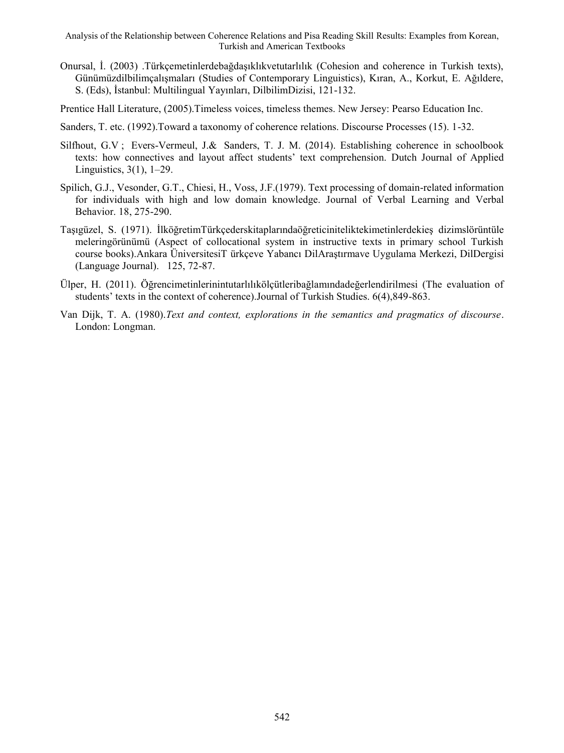Onursal, İ. (2003) .Türkçemetinlerdebağdaşıklıkvetutarlılık (Cohesion and coherence in Turkish texts), Günümüzdilbilimçalışmaları (Studies of Contemporary Linguistics), Kıran, A., Korkut, E. Ağıldere, S. (Eds), İstanbul: Multilingual Yayınları, DilbilimDizisi, 121-132.

Prentice Hall Literature, (2005).Timeless voices, timeless themes. New Jersey: Pearso Education Inc.

Sanders, T. etc. (1992).Toward a taxonomy of coherence relations. Discourse Processes (15). 1-32.

Silfhout, G.V ; Evers-Vermeul, J.& Sanders, T. J. M. (2014). Establishing coherence in schoolbook texts: how connectives and layout affect students' text comprehension. Dutch Journal of Applied Linguistics, 3(1), 1–29.

Spilich, G.J., Vesonder, G.T., Chiesi, H., Voss, J.F.(1979). Text processing of domain-related information for individuals with high and low domain knowledge. Journal of Verbal Learning and Verbal Behavior. 18, 275-290.

Taşıgüzel, S. (1971). İlköğretimTürkçederskitaplarındaöğreticiniteliktekimetinlerdekieş dizimslörüntüle meleringörünümü (Aspect of collocational system in instructive texts in primary school Turkish course books).Ankara ÜniversitesiT ürkçeve Yabancı DilAraştırmave Uygulama Merkezi, DilDergisi (Language Journal). 125, 72-87.

Ülper, H. (2011). Öğrencimetinlerinintutarlılıkölçütleribağlamındadeğerlendirilmesi (The evaluation of students' texts in the context of coherence).Journal of Turkish Studies. 6(4),849-863.

Van Dijk, T. A. (1980).*Text and context, explorations in the semantics and pragmatics of discourse*. London: Longman.